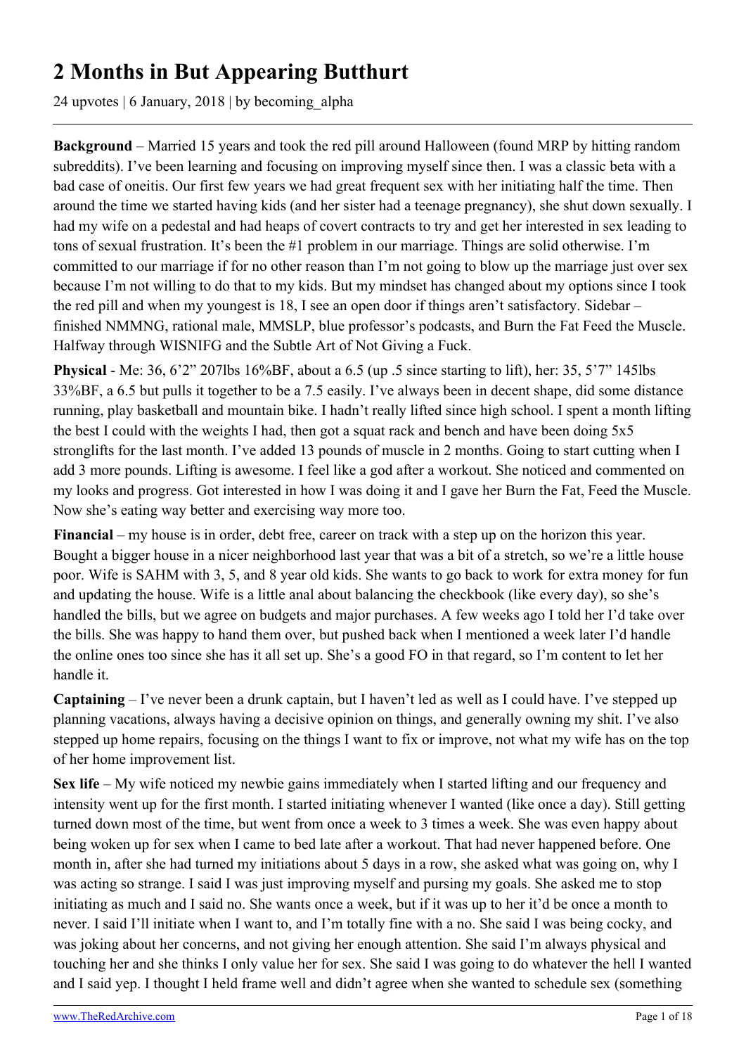# 2 Months in But Appearing Butthurt

24 upvotes | 6 January, 2018 | by becoming_alpha

**Background** – Married 15 years and took the red pill around Halloween (found MRP by hitting random subreddits). I've been learning and focusing on improving myself since then. I was a classic beta with a bad case of oneitis. Our first few years we had great frequent sex with her initiating half the time. Then around the time we started having kids (and her sister had a teenage pregnancy), she shut down sexually. I had my wife on a pedestal and had heaps of covert contracts to try and get her interested in sex leading to tons of sexual frustration. It's been the #1 problem in our marriage. Things are solid otherwise. I'm committed to our marriage if for no other reason than I'm not going to blow up the marriage just over sex because I'm not willing to do that to my kids. But my mindset has changed about my options since I took the red pill and when my youngest is 18, I see an open door if things aren't satisfactory. Sidebar – finished NMMNG, rational male, MMSLP, blue professor's podcasts, and Burn the Fat Feed the Muscle. Halfway through WISNIFG and the Subtle Art of Not Giving a Fuck.

**Physical** - Me: 36, 6'2" 207lbs 16%BF, about a 6.5 (up .5 since starting to lift), her: 35, 5'7" 145lbs 33%BF, a 6.5 but pulls it together to be a 7.5 easily. I've always been in decent shape, did some distance running, play basketball and mountain bike. I hadn't really lifted since high school. I spent a month lifting the best I could with the weights I had, then got a squat rack and bench and have been doing 5x5 stronglifts for the last month. I've added 13 pounds of muscle in 2 months. Going to start cutting when I add 3 more pounds. Lifting is awesome. I feel like a god after a workout. She noticed and commented on my looks and progress. Got interested in how I was doing it and I gave her Burn the Fat, Feed the Muscle. Now she's eating way better and exercising way more too.

**Financial** – my house is in order, debt free, career on track with a step up on the horizon this year. Bought a bigger house in a nicer neighborhood last year that was a bit of a stretch, so we're a little house poor. Wife is SAHM with 3, 5, and 8 year old kids. She wants to go back to work for extra money for fun and updating the house. Wife is a little anal about balancing the checkbook (like every day), so she's handled the bills, but we agree on budgets and major purchases. A few weeks ago I told her I'd take over the bills. She was happy to hand them over, but pushed back when I mentioned a week later I'd handle the online ones too since she has it all set up. She's a good FO in that regard, so I'm content to let her handle it.

**Captaining** – I've never been a drunk captain, but I haven't led as well as I could have. I've stepped up planning vacations, always having a decisive opinion on things, and generally owning my shit. I've also stepped up home repairs, focusing on the things I want to fix or improve, not what my wife has on the top of her home improvement list.

**Sex life** – My wife noticed my newbie gains immediately when I started lifting and our frequency and intensity went up for the first month. I started initiating whenever I wanted (like once a day). Still getting turned down most of the time, but went from once a week to 3 times a week. She was even happy about being woken up for sex when I came to bed late after a workout. That had never happened before. One month in, after she had turned my initiations about 5 days in a row, she asked what was going on, why I was acting so strange. I said I was just improving myself and pursing my goals. She asked me to stop initiating as much and I said no. She wants once a week, but if it was up to her it'd be once a month to never. I said I'll initiate when I want to, and I'm totally fine with a no. She said I was being cocky, and was joking about her concerns, and not giving her enough attention. She said I'm always physical and touching her and she thinks I only value her for sex. She said I was going to do whatever the hell I wanted and I said yep. I thought I held frame well and didn't agree when she wanted to schedule sex (something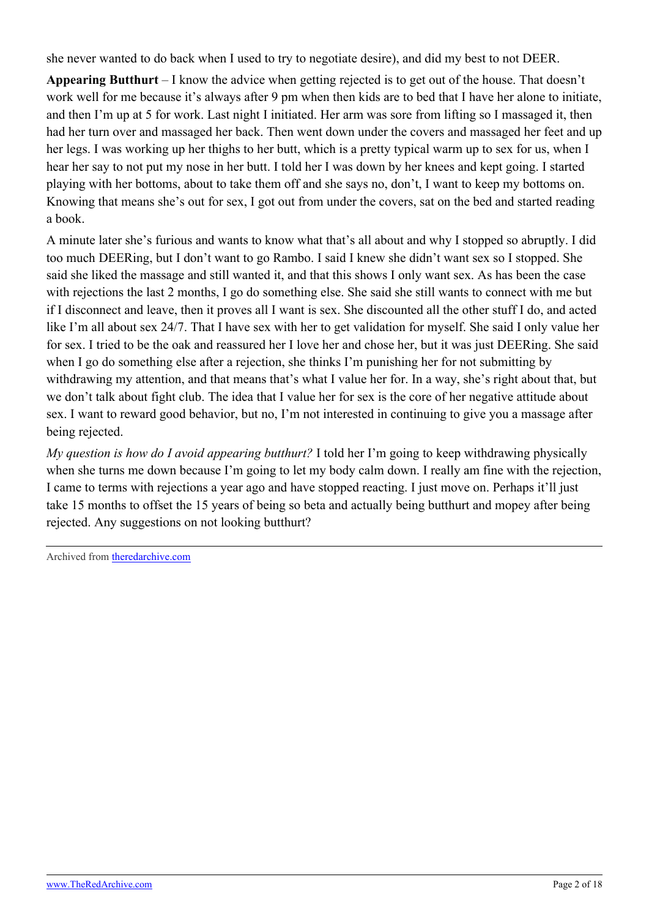she never wanted to do back when I used to try to negotiate desire), and did my best to not DEER.

**Appearing Butthurt** – I know the advice when getting rejected is to get out of the house. That doesn't work well for me because it's always after 9 pm when then kids are to bed that I have her alone to initiate, and then I'm up at 5 for work. Last night I initiated. Her arm was sore from lifting so I massaged it, then had her turn over and massaged her back. Then went down under the covers and massaged her feet and up her legs. I was working up her thighs to her butt, which is a pretty typical warm up to sex for us, when I hear her say to not put my nose in her butt. I told her I was down by her knees and kept going. I started playing with her bottoms, about to take them off and she says no, don't, I want to keep my bottoms on. Knowing that means she's out for sex, I got out from under the covers, sat on the bed and started reading a book.

A minute later she's furious and wants to know what that's all about and why I stopped so abruptly. I did too much DEERing, but I don't want to go Rambo. I said I knew she didn't want sex so I stopped. She said she liked the massage and still wanted it, and that this shows I only want sex. As has been the case with rejections the last 2 months, I go do something else. She said she still wants to connect with me but if I disconnect and leave, then it proves all I want is sex. She discounted all the other stuff I do, and acted like I'm all about sex 24/7. That I have sex with her to get validation for myself. She said I only value her for sex. I tried to be the oak and reassured her I love her and chose her, but it was just DEERing. She said when I go do something else after a rejection, she thinks I'm punishing her for not submitting by withdrawing my attention, and that means that's what I value her for. In a way, she's right about that, but we don't talk about fight club. The idea that I value her for sex is the core of her negative attitude about sex. I want to reward good behavior, but no, I'm not interested in continuing to give you a massage after being rejected.

*My question is how do I avoid appearing butthurt?* I told her I'm going to keep withdrawing physically when she turns me down because I'm going to let my body calm down. I really am fine with the rejection, I came to terms with rejections a year ago and have stopped reacting. I just move on. Perhaps it'll just take 15 months to offset the 15 years of being so beta and actually being butthurt and mopey after being rejected. Any suggestions on not looking butthurt?

---

Archived from [theredarchive.com](https://theredarchive.com)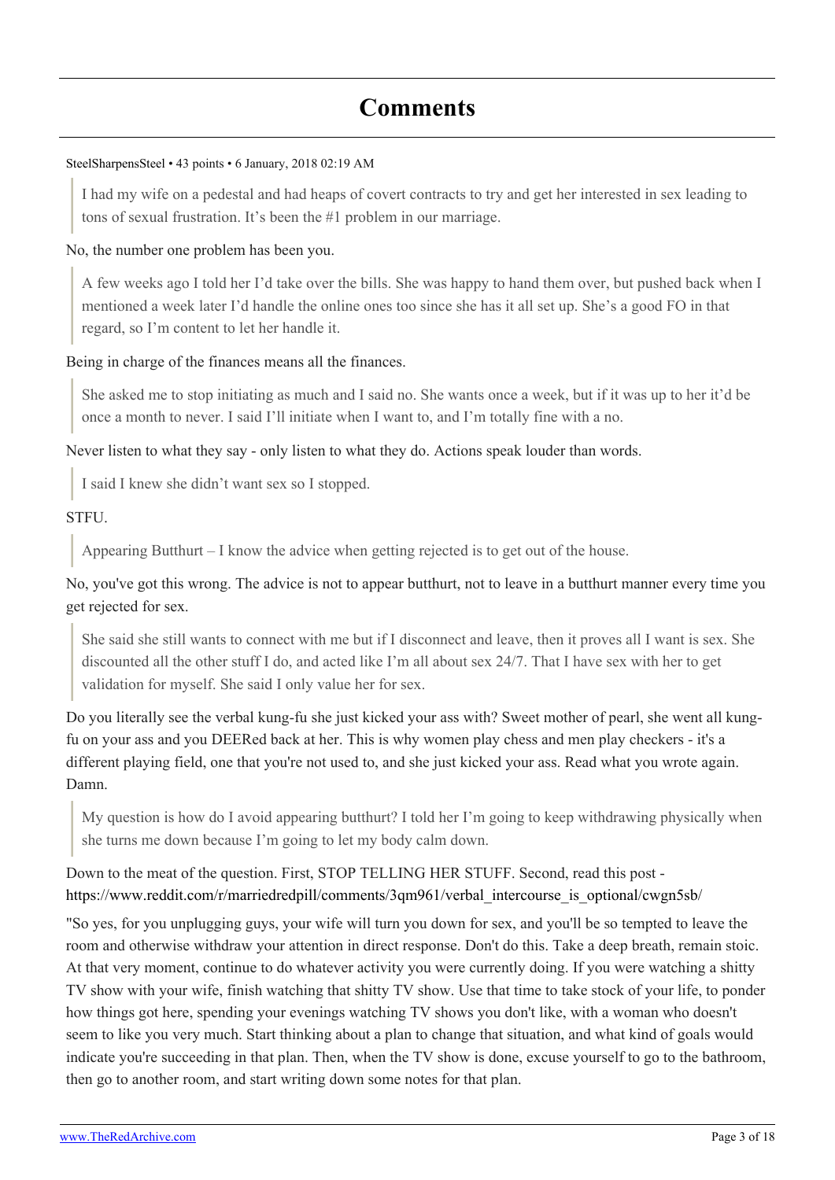# Comments

SteelSharpensSteel • 43 points • 6 January, 2018 02:19 AM

> I had my wife on a pedestal and had heaps of covert contracts to try and get her interested in sex leading to tons of sexual frustration. It's been the #1 problem in our marriage.

No, the number one problem has been you.

> A few weeks ago I told her I'd take over the bills. She was happy to hand them over, but pushed back when I mentioned a week later I'd handle the online ones too since she has it all set up. She's a good FO in that regard, so I'm content to let her handle it.

Being in charge of the finances means all the finances.

> She asked me to stop initiating as much and I said no. She wants once a week, but if it was up to her it'd be once a month to never. I said I'll initiate when I want to, and I'm totally fine with a no.

Never listen to what they say - only listen to what they do. Actions speak louder than words.

> I said I knew she didn't want sex so I stopped.

STFU.

> Appearing Butthurt – I know the advice when getting rejected is to get out of the house.

No, you've got this wrong. The advice is not to appear butthurt, not to leave in a butthurt manner every time you get rejected for sex.

> She said she still wants to connect with me but if I disconnect and leave, then it proves all I want is sex. She discounted all the other stuff I do, and acted like I'm all about sex 24/7. That I have sex with her to get validation for myself. She said I only value her for sex.

Do you literally see the verbal kung-fu she just kicked your ass with? Sweet mother of pearl, she went all kung-fu on your ass and you DEERed back at her. This is why women play chess and men play checkers - it's a different playing field, one that you're not used to, and she just kicked your ass. Read what you wrote again. Damn.

> My question is how do I avoid appearing butthurt? I told her I'm going to keep withdrawing physically when she turns me down because I'm going to let my body calm down.

Down to the meat of the question. First, STOP TELLING HER STUFF. Second, read this post - https://www.reddit.com/r/marriedredpill/comments/3qm961/verbal_intercourse_is_optional/cwgn5sb/

"So yes, for you unplugging guys, your wife will turn you down for sex, and you'll be so tempted to leave the room and otherwise withdraw your attention in direct response. Don't do this. Take a deep breath, remain stoic. At that very moment, continue to do whatever activity you were currently doing. If you were watching a shitty TV show with your wife, finish watching that shitty TV show. Use that time to take stock of your life, to ponder how things got here, spending your evenings watching TV shows you don't like, with a woman who doesn't seem to like you very much. Start thinking about a plan to change that situation, and what kind of goals would indicate you're succeeding in that plan. Then, when the TV show is done, excuse yourself to go to the bathroom, then go to another room, and start writing down some notes for that plan.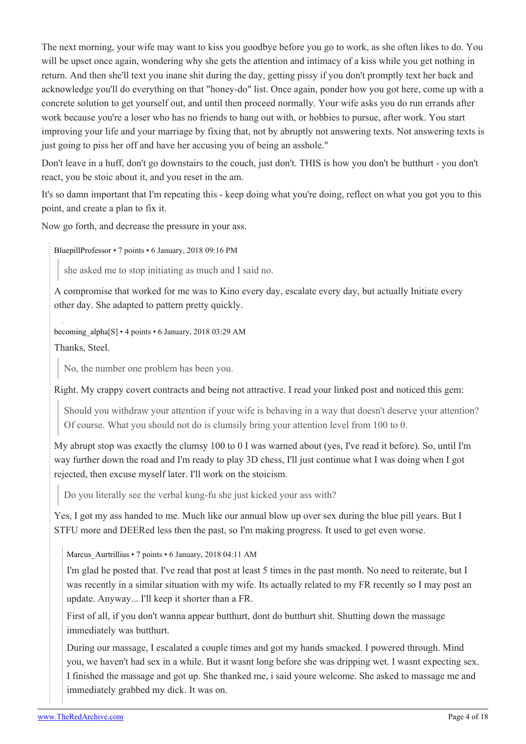The next morning, your wife may want to kiss you goodbye before you go to work, as she often likes to do. You will be upset once again, wondering why she gets the attention and intimacy of a kiss while you get nothing in return. And then she'll text you inane shit during the day, getting pissy if you don't promptly text her back and acknowledge you'll do everything on that "honey-do" list. Once again, ponder how you got here, come up with a concrete solution to get yourself out, and until then proceed normally. Your wife asks you do run errands after work because you're a loser who has no friends to hang out with, or hobbies to pursue, after work. You start improving your life and your marriage by fixing that, not by abruptly not answering texts. Not answering texts is just going to piss her off and have her accusing you of being an asshole."

Don't leave in a huff, don't go downstairs to the couch, just don't. THIS is how you don't be butthurt - you don't react, you be stoic about it, and you reset in the am.

It's so damn important that I'm repeating this - keep doing what you're doing, reflect on what you got you to this point, and create a plan to fix it.

Now go forth, and decrease the pressure in your ass.

BluepillProfessor • 7 points • 6 January, 2018 09:16 PM

> she asked me to stop initiating as much and I said no.

A compromise that worked for me was to Kino every day, escalate every day, but actually Initiate every other day. She adapted to pattern pretty quickly.

becoming_alpha[S] • 4 points • 6 January, 2018 03:29 AM

Thanks, Steel.

> No, the number one problem has been you.

Right. My crappy covert contracts and being not attractive. I read your linked post and noticed this gem:

> Should you withdraw your attention if your wife is behaving in a way that doesn't deserve your attention? Of course. What you should not do is clumsily bring your attention level from 100 to 0.

My abrupt stop was exactly the clumsy 100 to 0 I was warned about (yes, I've read it before). So, until I'm way further down the road and I'm ready to play 3D chess, I'll just continue what I was doing when I got rejected, then excuse myself later. I'll work on the stoicism.

> Do you literally see the verbal kung-fu she just kicked your ass with?

Yes, I got my ass handed to me. Much like our annual blow up over sex during the blue pill years. But I STFU more and DEERed less then the past, so I'm making progress. It used to get even worse.

Marcus_Aurtrillius • 7 points • 6 January, 2018 04:11 AM

I'm glad he posted that. I've read that post at least 5 times in the past month. No need to reiterate, but I was recently in a similar situation with my wife. Its actually related to my FR recently so I may post an update. Anyway... I'll keep it shorter than a FR.

First of all, if you don't wanna appear butthurt, dont do butthurt shit. Shutting down the massage immediately was butthurt.

During our massage, I escalated a couple times and got my hands smacked. I powered through. Mind you, we haven't had sex in a while. But it wasnt long before she was dripping wet. I wasnt expecting sex. I finished the massage and got up. She thanked me, i said youre welcome. She asked to massage me and immediately grabbed my dick. It was on.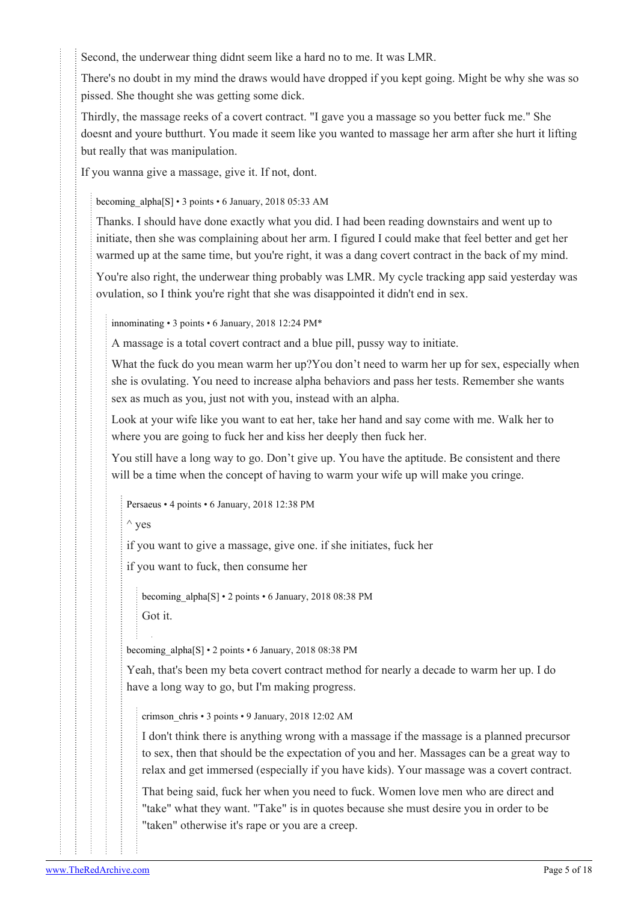Second, the underwear thing didnt seem like a hard no to me. It was LMR.

There's no doubt in my mind the draws would have dropped if you kept going. Might be why she was so pissed. She thought she was getting some dick.

Thirdly, the massage reeks of a covert contract. "I gave you a massage so you better fuck me." She doesnt and youre butthurt. You made it seem like you wanted to massage her arm after she hurt it lifting but really that was manipulation.

If you wanna give a massage, give it. If not, dont.

> becoming_alpha[S] • 3 points • 6 January, 2018 05:33 AM
>
> Thanks. I should have done exactly what you did. I had been reading downstairs and went up to initiate, then she was complaining about her arm. I figured I could make that feel better and get her warmed up at the same time, but you're right, it was a dang covert contract in the back of my mind.
>
> You're also right, the underwear thing probably was LMR. My cycle tracking app said yesterday was ovulation, so I think you're right that she was disappointed it didn't end in sex.
>
> > innominating • 3 points • 6 January, 2018 12:24 PM*
> >
> > A massage is a total covert contract and a blue pill, pussy way to initiate.
> >
> > What the fuck do you mean warm her up?You don't need to warm her up for sex, especially when she is ovulating. You need to increase alpha behaviors and pass her tests. Remember she wants sex as much as you, just not with you, instead with an alpha.
> >
> > Look at your wife like you want to eat her, take her hand and say come with me. Walk her to where you are going to fuck her and kiss her deeply then fuck her.
> >
> > You still have a long way to go. Don't give up. You have the aptitude. Be consistent and there will be a time when the concept of having to warm your wife up will make you cringe.
> >
> > > Persaeus • 4 points • 6 January, 2018 12:38 PM
> > >
> > > ^ yes
> > >
> > > if you want to give a massage, give one. if she initiates, fuck her
> > >
> > > if you want to fuck, then consume her
> > >
> > > > becoming_alpha[S] • 2 points • 6 January, 2018 08:38 PM
> > > >
> > > > Got it.
> > >
> > > becoming_alpha[S] • 2 points • 6 January, 2018 08:38 PM
> > >
> > > Yeah, that's been my beta covert contract method for nearly a decade to warm her up. I do have a long way to go, but I'm making progress.
> > >
> > > > crimson_chris • 3 points • 9 January, 2018 12:02 AM
> > > >
> > > > I don't think there is anything wrong with a massage if the massage is a planned precursor to sex, then that should be the expectation of you and her. Massages can be a great way to relax and get immersed (especially if you have kids). Your massage was a covert contract.
> > > >
> > > > That being said, fuck her when you need to fuck. Women love men who are direct and "take" what they want. "Take" is in quotes because she must desire you in order to be "taken" otherwise it's rape or you are a creep.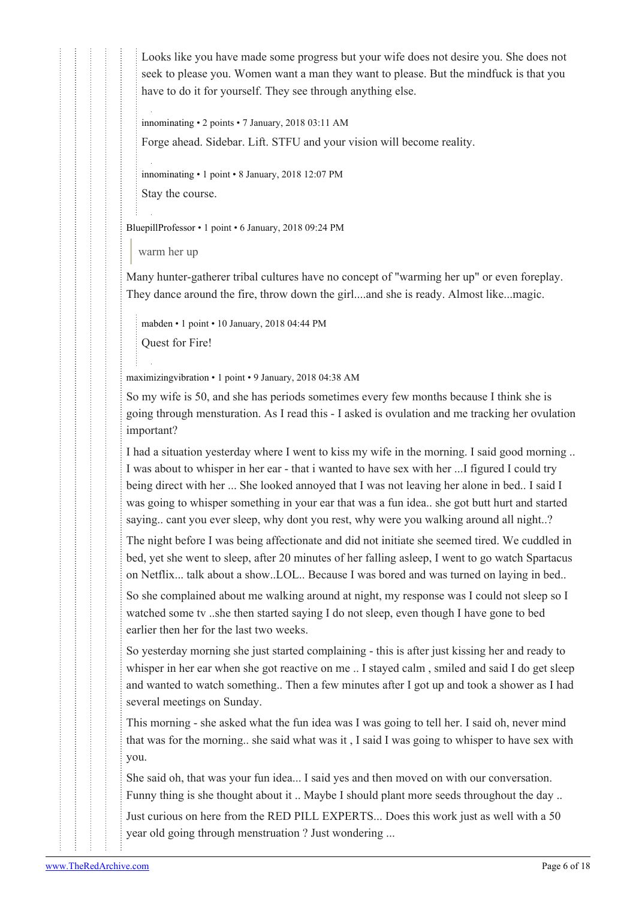Looks like you have made some progress but your wife does not desire you. She does not seek to please you. Women want a man they want to please. But the mindfuck is that you have to do it for yourself. They see through anything else.

innominating • 2 points • 7 January, 2018 03:11 AM

Forge ahead. Sidebar. Lift. STFU and your vision will become reality.

innominating • 1 point • 8 January, 2018 12:07 PM

Stay the course.

BluepillProfessor • 1 point • 6 January, 2018 09:24 PM

> warm her up

Many hunter-gatherer tribal cultures have no concept of "warming her up" or even foreplay. They dance around the fire, throw down the girl....and she is ready. Almost like...magic.

mabden • 1 point • 10 January, 2018 04:44 PM

Quest for Fire!

maximizingvibration • 1 point • 9 January, 2018 04:38 AM

So my wife is 50, and she has periods sometimes every few months because I think she is going through mensturation. As I read this - I asked is ovulation and me tracking her ovulation important?

I had a situation yesterday where I went to kiss my wife in the morning. I said good morning .. I was about to whisper in her ear - that i wanted to have sex with her ...I figured I could try being direct with her ... She looked annoyed that I was not leaving her alone in bed.. I said I was going to whisper something in your ear that was a fun idea.. she got butt hurt and started saying.. cant you ever sleep, why dont you rest, why were you walking around all night..?

The night before I was being affectionate and did not initiate she seemed tired. We cuddled in bed, yet she went to sleep, after 20 minutes of her falling asleep, I went to go watch Spartacus on Netflix... talk about a show..LOL.. Because I was bored and was turned on laying in bed..

So she complained about me walking around at night, my response was I could not sleep so I watched some tv ..she then started saying I do not sleep, even though I have gone to bed earlier then her for the last two weeks.

So yesterday morning she just started complaining - this is after just kissing her and ready to whisper in her ear when she got reactive on me .. I stayed calm , smiled and said I do get sleep and wanted to watch something.. Then a few minutes after I got up and took a shower as I had several meetings on Sunday.

This morning - she asked what the fun idea was I was going to tell her. I said oh, never mind that was for the morning.. she said what was it , I said I was going to whisper to have sex with you.

She said oh, that was your fun idea... I said yes and then moved on with our conversation. Funny thing is she thought about it .. Maybe I should plant more seeds throughout the day ..

Just curious on here from the RED PILL EXPERTS... Does this work just as well with a 50 year old going through menstruation ? Just wondering ...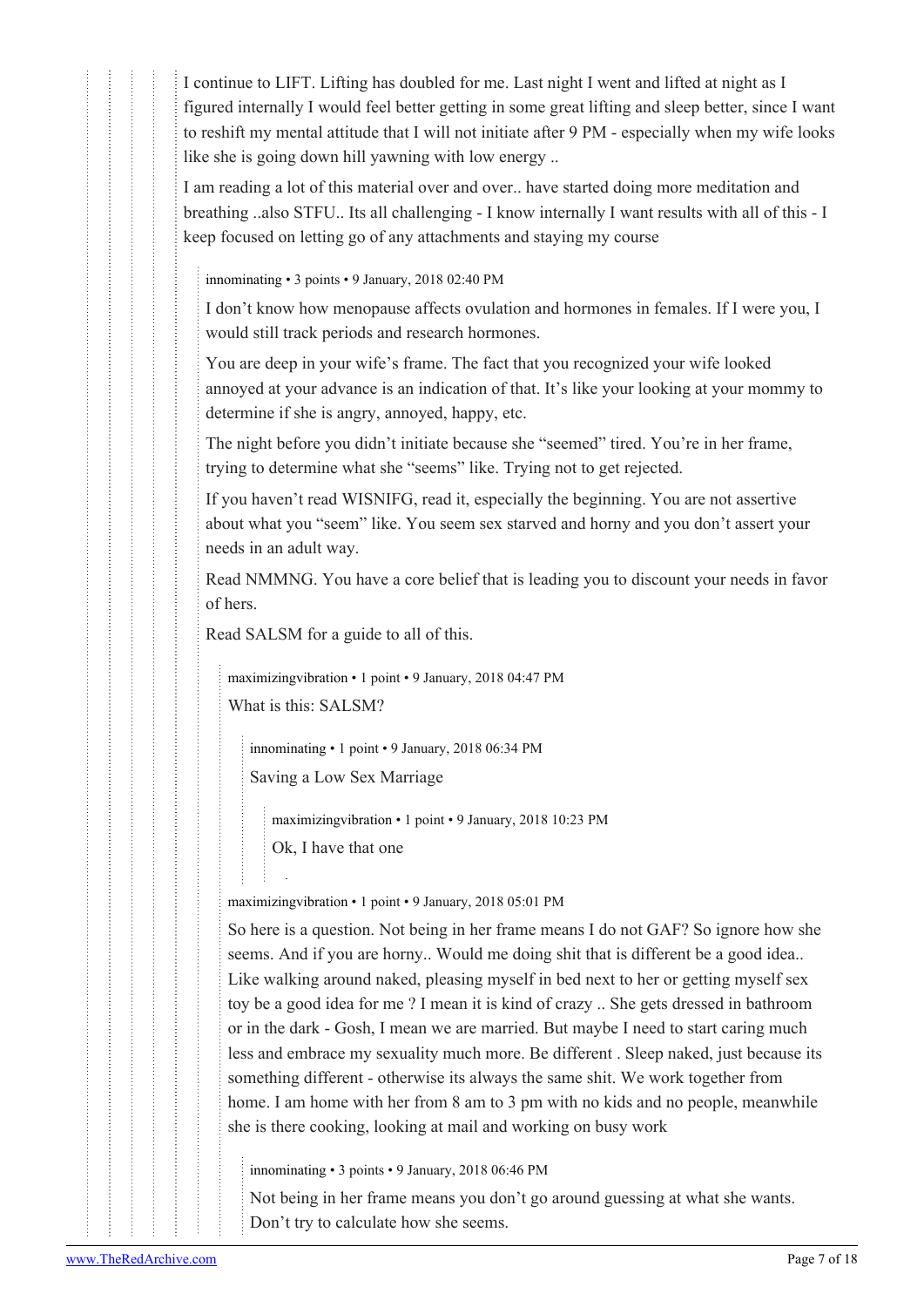I continue to LIFT. Lifting has doubled for me. Last night I went and lifted at night as I figured internally I would feel better getting in some great lifting and sleep better, since I want to reshift my mental attitude that I will not initiate after 9 PM - especially when my wife looks like she is going down hill yawning with low energy ..

I am reading a lot of this material over and over.. have started doing more meditation and breathing ..also STFU.. Its all challenging - I know internally I want results with all of this - I keep focused on letting go of any attachments and staying my course

innominating • 3 points • 9 January, 2018 02:40 PM

I don't know how menopause affects ovulation and hormones in females. If I were you, I would still track periods and research hormones.

You are deep in your wife's frame. The fact that you recognized your wife looked annoyed at your advance is an indication of that. It's like your looking at your mommy to determine if she is angry, annoyed, happy, etc.

The night before you didn't initiate because she "seemed" tired. You're in her frame, trying to determine what she "seems" like. Trying not to get rejected.

If you haven't read WISNIFG, read it, especially the beginning. You are not assertive about what you "seem" like. You seem sex starved and horny and you don't assert your needs in an adult way.

Read NMMNG. You have a core belief that is leading you to discount your needs in favor of hers.

Read SALSM for a guide to all of this.

maximizingvibration • 1 point • 9 January, 2018 04:47 PM

What is this: SALSM?

innominating • 1 point • 9 January, 2018 06:34 PM

Saving a Low Sex Marriage

maximizingvibration • 1 point • 9 January, 2018 10:23 PM

Ok, I have that one

maximizingvibration • 1 point • 9 January, 2018 05:01 PM

So here is a question. Not being in her frame means I do not GAF? So ignore how she seems. And if you are horny.. Would me doing shit that is different be a good idea.. Like walking around naked, pleasing myself in bed next to her or getting myself sex toy be a good idea for me ? I mean it is kind of crazy .. She gets dressed in bathroom or in the dark - Gosh, I mean we are married. But maybe I need to start caring much less and embrace my sexuality much more. Be different . Sleep naked, just because its something different - otherwise its always the same shit. We work together from home. I am home with her from 8 am to 3 pm with no kids and no people, meanwhile she is there cooking, looking at mail and working on busy work

innominating • 3 points • 9 January, 2018 06:46 PM

Not being in her frame means you don't go around guessing at what she wants. Don't try to calculate how she seems.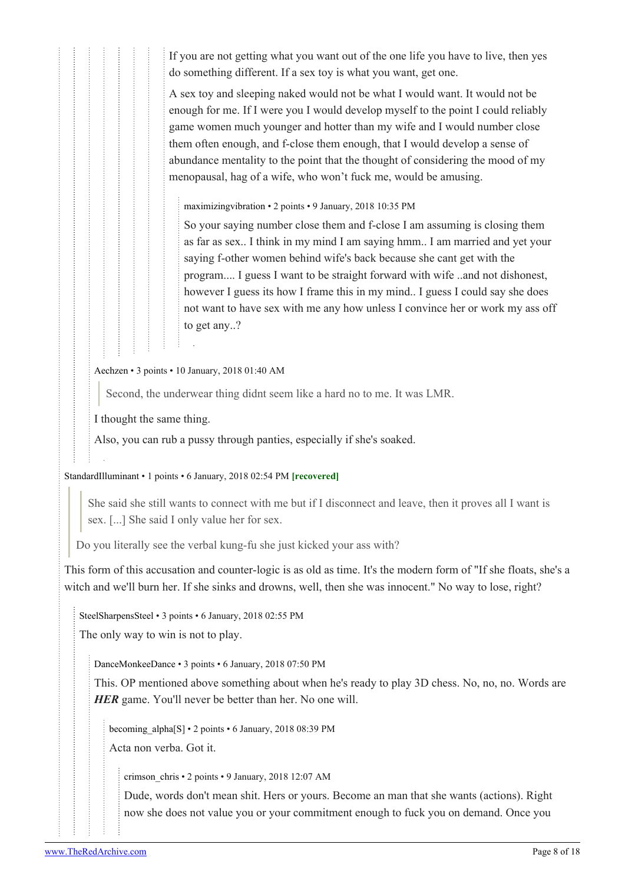If you are not getting what you want out of the one life you have to live, then yes do something different. If a sex toy is what you want, get one.

A sex toy and sleeping naked would not be what I would want. It would not be enough for me. If I were you I would develop myself to the point I could reliably game women much younger and hotter than my wife and I would number close them often enough, and f-close them enough, that I would develop a sense of abundance mentality to the point that the thought of considering the mood of my menopausal, hag of a wife, who won't fuck me, would be amusing.

maximizingvibration • 2 points • 9 January, 2018 10:35 PM

So your saying number close them and f-close I am assuming is closing them as far as sex.. I think in my mind I am saying hmm.. I am married and yet your saying f-other women behind wife's back because she cant get with the program.... I guess I want to be straight forward with wife ..and not dishonest, however I guess its how I frame this in my mind.. I guess I could say she does not want to have sex with me any how unless I convince her or work my ass off to get any..?

Aechzen • 3 points • 10 January, 2018 01:40 AM

> Second, the underwear thing didnt seem like a hard no to me. It was LMR.

I thought the same thing.

Also, you can rub a pussy through panties, especially if she's soaked.

StandardIlluminant • 1 points • 6 January, 2018 02:54 PM **[recovered]**

> > She said she still wants to connect with me but if I disconnect and leave, then it proves all I want is sex. [...] She said I only value her for sex.
>
> Do you literally see the verbal kung-fu she just kicked your ass with?

This form of this accusation and counter-logic is as old as time. It's the modern form of "If she floats, she's a witch and we'll burn her. If she sinks and drowns, well, then she was innocent." No way to lose, right?

SteelSharpensSteel • 3 points • 6 January, 2018 02:55 PM

The only way to win is not to play.

DanceMonkeeDance • 3 points • 6 January, 2018 07:50 PM

This. OP mentioned above something about when he's ready to play 3D chess. No, no, no. Words are ***HER*** game. You'll never be better than her. No one will.

becoming_alpha[S] • 2 points • 6 January, 2018 08:39 PM

Acta non verba. Got it.

crimson_chris • 2 points • 9 January, 2018 12:07 AM

Dude, words don't mean shit. Hers or yours. Become an man that she wants (actions). Right now she does not value you or your commitment enough to fuck you on demand. Once you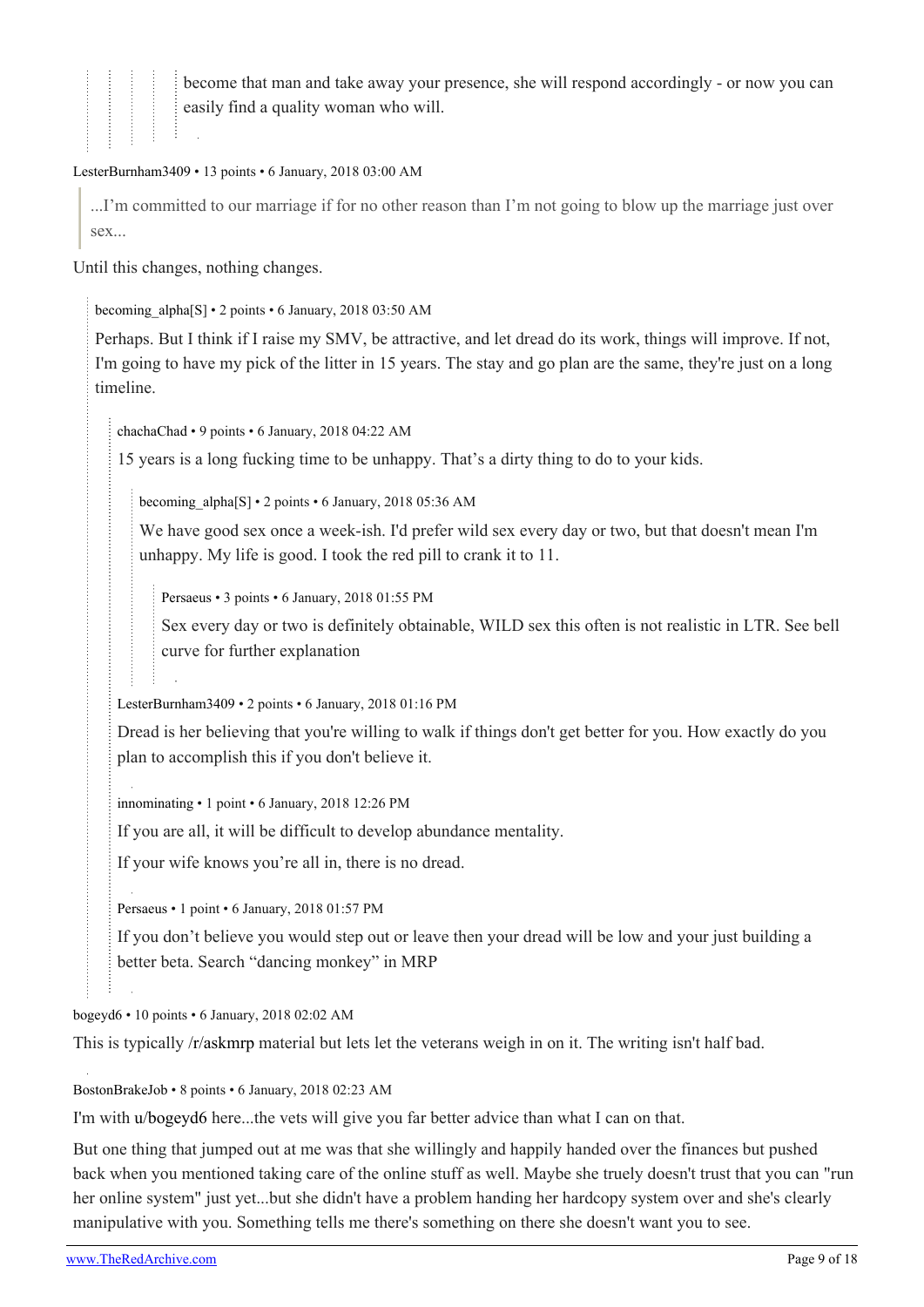become that man and take away your presence, she will respond accordingly - or now you can easily find a quality woman who will.

LesterBurnham3409 • 13 points • 6 January, 2018 03:00 AM

> ...I'm committed to our marriage if for no other reason than I'm not going to blow up the marriage just over sex...

Until this changes, nothing changes.

becoming_alpha[S] • 2 points • 6 January, 2018 03:50 AM

Perhaps. But I think if I raise my SMV, be attractive, and let dread do its work, things will improve. If not, I'm going to have my pick of the litter in 15 years. The stay and go plan are the same, they're just on a long timeline.

chachaChad • 9 points • 6 January, 2018 04:22 AM

15 years is a long fucking time to be unhappy. That's a dirty thing to do to your kids.

becoming_alpha[S] • 2 points • 6 January, 2018 05:36 AM

We have good sex once a week-ish. I'd prefer wild sex every day or two, but that doesn't mean I'm unhappy. My life is good. I took the red pill to crank it to 11.

Persaeus • 3 points • 6 January, 2018 01:55 PM

Sex every day or two is definitely obtainable, WILD sex this often is not realistic in LTR. See bell curve for further explanation

LesterBurnham3409 • 2 points • 6 January, 2018 01:16 PM

Dread is her believing that you're willing to walk if things don't get better for you. How exactly do you plan to accomplish this if you don't believe it.

innominating • 1 point • 6 January, 2018 12:26 PM

If you are all, it will be difficult to develop abundance mentality.

If your wife knows you're all in, there is no dread.

Persaeus • 1 point • 6 January, 2018 01:57 PM

If you don't believe you would step out or leave then your dread will be low and your just building a better beta. Search "dancing monkey" in MRP

bogeyd6 • 10 points • 6 January, 2018 02:02 AM

This is typically /r/askmrp material but lets let the veterans weigh in on it. The writing isn't half bad.

BostonBrakeJob • 8 points • 6 January, 2018 02:23 AM

I'm with u/bogeyd6 here...the vets will give you far better advice than what I can on that.

But one thing that jumped out at me was that she willingly and happily handed over the finances but pushed back when you mentioned taking care of the online stuff as well. Maybe she truely doesn't trust that you can "run her online system" just yet...but she didn't have a problem handing her hardcopy system over and she's clearly manipulative with you. Something tells me there's something on there she doesn't want you to see.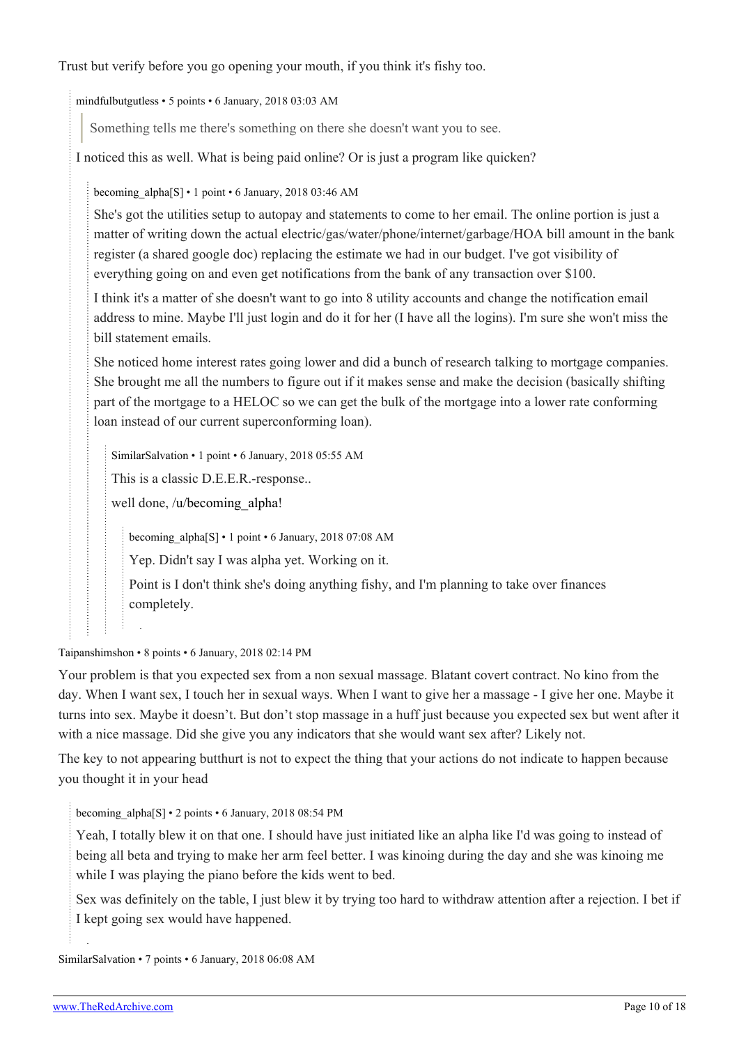Trust but verify before you go opening your mouth, if you think it's fishy too.

mindfulbutgutless • 5 points • 6 January, 2018 03:03 AM

> Something tells me there's something on there she doesn't want you to see.

I noticed this as well. What is being paid online? Or is just a program like quicken?

becoming_alpha[S] • 1 point • 6 January, 2018 03:46 AM

She's got the utilities setup to autopay and statements to come to her email. The online portion is just a matter of writing down the actual electric/gas/water/phone/internet/garbage/HOA bill amount in the bank register (a shared google doc) replacing the estimate we had in our budget. I've got visibility of everything going on and even get notifications from the bank of any transaction over $100.

I think it's a matter of she doesn't want to go into 8 utility accounts and change the notification email address to mine. Maybe I'll just login and do it for her (I have all the logins). I'm sure she won't miss the bill statement emails.

She noticed home interest rates going lower and did a bunch of research talking to mortgage companies. She brought me all the numbers to figure out if it makes sense and make the decision (basically shifting part of the mortgage to a HELOC so we can get the bulk of the mortgage into a lower rate conforming loan instead of our current superconforming loan).

SimilarSalvation • 1 point • 6 January, 2018 05:55 AM

This is a classic D.E.E.R.-response..

well done, /u/becoming_alpha!

becoming_alpha[S] • 1 point • 6 January, 2018 07:08 AM

Yep. Didn't say I was alpha yet. Working on it.

Point is I don't think she's doing anything fishy, and I'm planning to take over finances completely.

Taipanshimshon • 8 points • 6 January, 2018 02:14 PM

Your problem is that you expected sex from a non sexual massage. Blatant covert contract. No kino from the day. When I want sex, I touch her in sexual ways. When I want to give her a massage - I give her one. Maybe it turns into sex. Maybe it doesn't. But don't stop massage in a huff just because you expected sex but went after it with a nice massage. Did she give you any indicators that she would want sex after? Likely not.

The key to not appearing butthurt is not to expect the thing that your actions do not indicate to happen because you thought it in your head

becoming_alpha[S] • 2 points • 6 January, 2018 08:54 PM

Yeah, I totally blew it on that one. I should have just initiated like an alpha like I'd was going to instead of being all beta and trying to make her arm feel better. I was kinoing during the day and she was kinoing me while I was playing the piano before the kids went to bed.

Sex was definitely on the table, I just blew it by trying too hard to withdraw attention after a rejection. I bet if I kept going sex would have happened.

SimilarSalvation • 7 points • 6 January, 2018 06:08 AM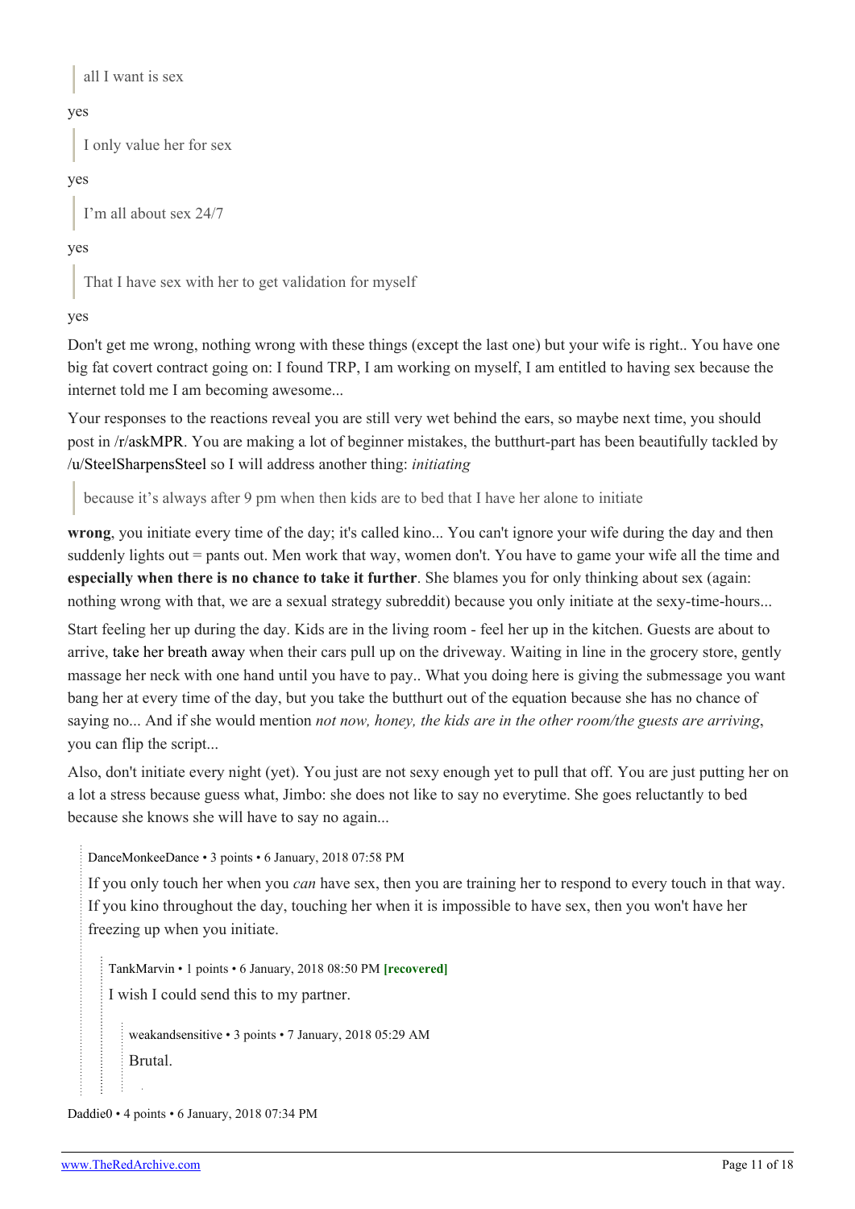> all I want is sex

yes

> I only value her for sex

yes

> I'm all about sex 24/7

yes

> That I have sex with her to get validation for myself

yes

Don't get me wrong, nothing wrong with these things (except the last one) but your wife is right.. You have one big fat covert contract going on: I found TRP, I am working on myself, I am entitled to having sex because the internet told me I am becoming awesome...

Your responses to the reactions reveal you are still very wet behind the ears, so maybe next time, you should post in /r/askMPR. You are making a lot of beginner mistakes, the butthurt-part has been beautifully tackled by /u/SteelSharpensSteel so I will address another thing: *initiating*

> because it's always after 9 pm when then kids are to bed that I have her alone to initiate

**wrong**, you initiate every time of the day; it's called kino... You can't ignore your wife during the day and then suddenly lights out = pants out. Men work that way, women don't. You have to game your wife all the time and **especially when there is no chance to take it further**. She blames you for only thinking about sex (again: nothing wrong with that, we are a sexual strategy subreddit) because you only initiate at the sexy-time-hours...

Start feeling her up during the day. Kids are in the living room - feel her up in the kitchen. Guests are about to arrive, take her breath away when their cars pull up on the driveway. Waiting in line in the grocery store, gently massage her neck with one hand until you have to pay.. What you doing here is giving the submessage you want bang her at every time of the day, but you take the butthurt out of the equation because she has no chance of saying no... And if she would mention *not now, honey, the kids are in the other room/the guests are arriving*, you can flip the script...

Also, don't initiate every night (yet). You just are not sexy enough yet to pull that off. You are just putting her on a lot a stress because guess what, Jimbo: she does not like to say no everytime. She goes reluctantly to bed because she knows she will have to say no again...

DanceMonkeeDance • 3 points • 6 January, 2018 07:58 PM

If you only touch her when you *can* have sex, then you are training her to respond to every touch in that way. If you kino throughout the day, touching her when it is impossible to have sex, then you won't have her freezing up when you initiate.

TankMarvin • 1 points • 6 January, 2018 08:50 PM **[recovered]**

I wish I could send this to my partner.

weakandsensitive • 3 points • 7 January, 2018 05:29 AM

Brutal.

Daddie0 • 4 points • 6 January, 2018 07:34 PM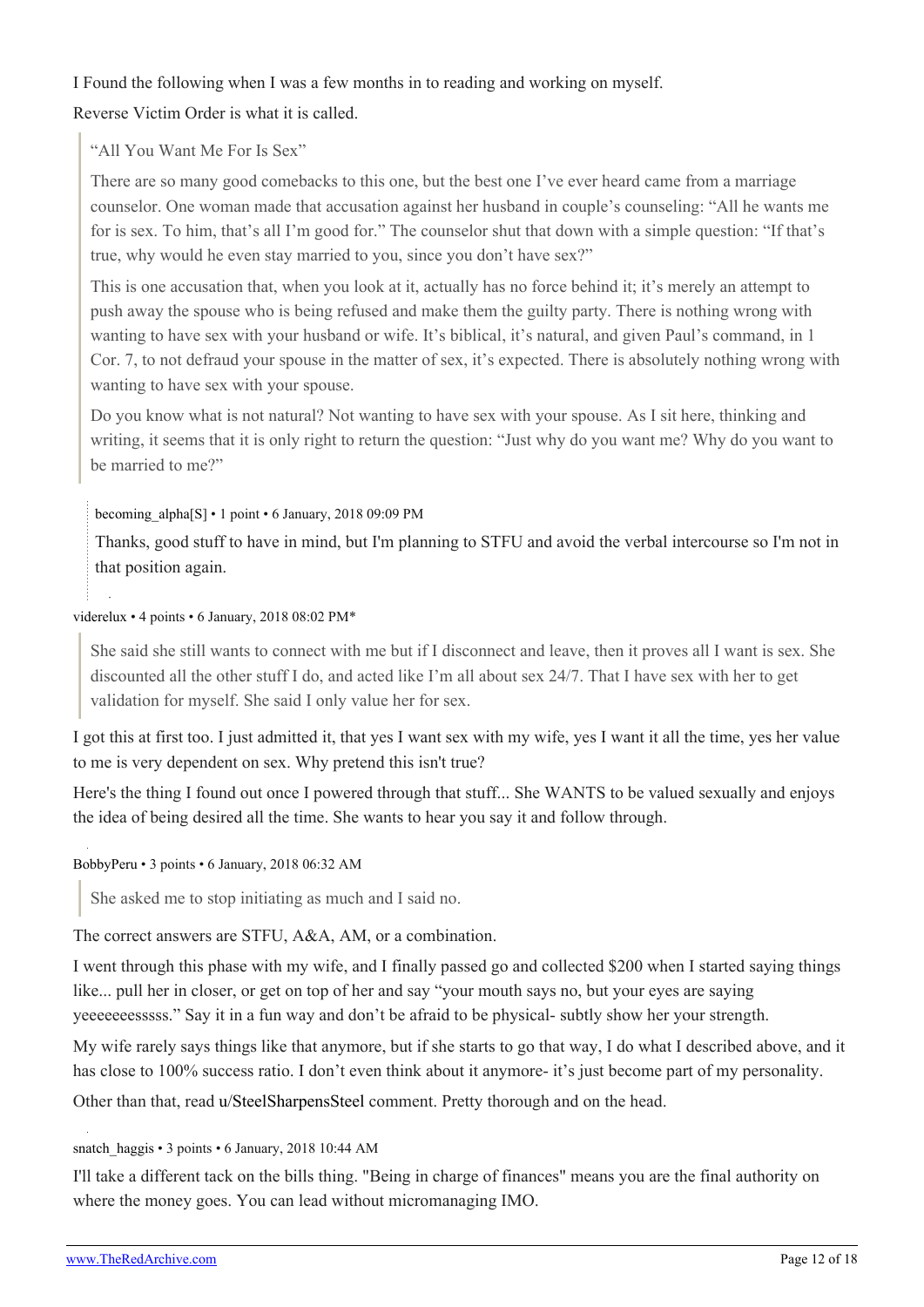I Found the following when I was a few months in to reading and working on myself.

Reverse Victim Order is what it is called.

> "All You Want Me For Is Sex"
>
> There are so many good comebacks to this one, but the best one I've ever heard came from a marriage counselor. One woman made that accusation against her husband in couple's counseling: "All he wants me for is sex. To him, that's all I'm good for." The counselor shut that down with a simple question: "If that's true, why would he even stay married to you, since you don't have sex?"
>
> This is one accusation that, when you look at it, actually has no force behind it; it's merely an attempt to push away the spouse who is being refused and make them the guilty party. There is nothing wrong with wanting to have sex with your husband or wife. It's biblical, it's natural, and given Paul's command, in 1 Cor. 7, to not defraud your spouse in the matter of sex, it's expected. There is absolutely nothing wrong with wanting to have sex with your spouse.
>
> Do you know what is not natural? Not wanting to have sex with your spouse. As I sit here, thinking and writing, it seems that it is only right to return the question: "Just why do you want me? Why do you want to be married to me?"

becoming_alpha[S] • 1 point • 6 January, 2018 09:09 PM

Thanks, good stuff to have in mind, but I'm planning to STFU and avoid the verbal intercourse so I'm not in that position again.

viderelux • 4 points • 6 January, 2018 08:02 PM*

> She said she still wants to connect with me but if I disconnect and leave, then it proves all I want is sex. She discounted all the other stuff I do, and acted like I'm all about sex 24/7. That I have sex with her to get validation for myself. She said I only value her for sex.

I got this at first too. I just admitted it, that yes I want sex with my wife, yes I want it all the time, yes her value to me is very dependent on sex. Why pretend this isn't true?

Here's the thing I found out once I powered through that stuff... She WANTS to be valued sexually and enjoys the idea of being desired all the time. She wants to hear you say it and follow through.

BobbyPeru • 3 points • 6 January, 2018 06:32 AM

> She asked me to stop initiating as much and I said no.

The correct answers are STFU, A&A, AM, or a combination.

I went through this phase with my wife, and I finally passed go and collected $200 when I started saying things like... pull her in closer, or get on top of her and say "your mouth says no, but your eyes are saying yeeeeeeesssss." Say it in a fun way and don't be afraid to be physical- subtly show her your strength.

My wife rarely says things like that anymore, but if she starts to go that way, I do what I described above, and it has close to 100% success ratio. I don't even think about it anymore- it's just become part of my personality.

Other than that, read u/SteelSharpensSteel comment. Pretty thorough and on the head.

snatch_haggis • 3 points • 6 January, 2018 10:44 AM

I'll take a different tack on the bills thing. "Being in charge of finances" means you are the final authority on where the money goes. You can lead without micromanaging IMO.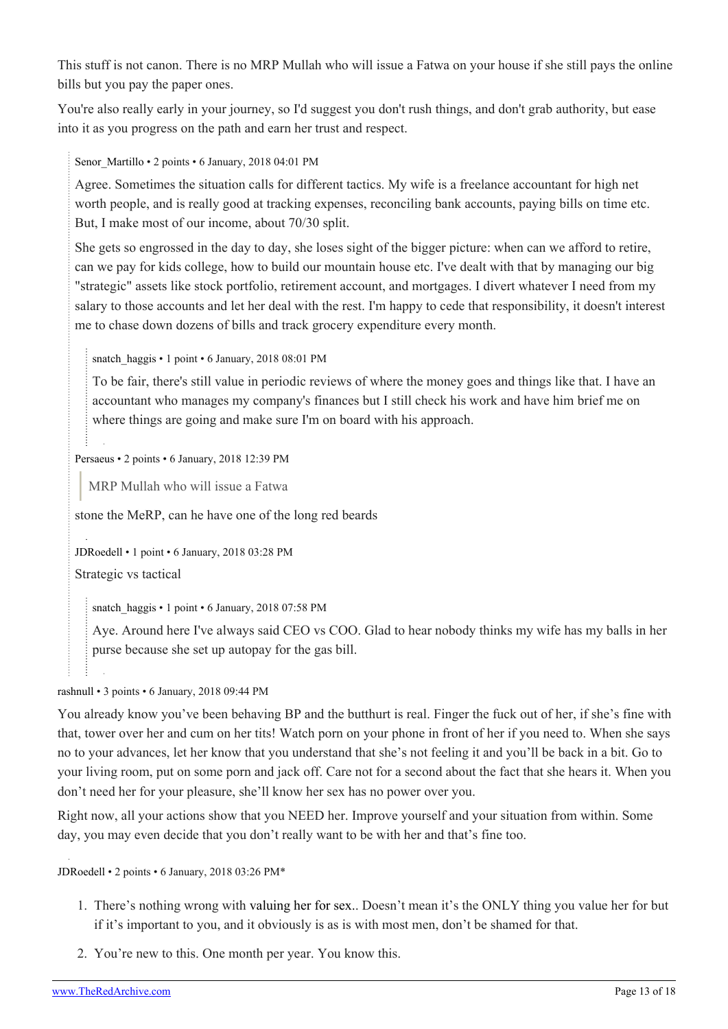This stuff is not canon. There is no MRP Mullah who will issue a Fatwa on your house if she still pays the online bills but you pay the paper ones.

You're also really early in your journey, so I'd suggest you don't rush things, and don't grab authority, but ease into it as you progress on the path and earn her trust and respect.

> Senor_Martillo • 2 points • 6 January, 2018 04:01 PM
>
> Agree. Sometimes the situation calls for different tactics. My wife is a freelance accountant for high net worth people, and is really good at tracking expenses, reconciling bank accounts, paying bills on time etc. But, I make most of our income, about 70/30 split.
>
> She gets so engrossed in the day to day, she loses sight of the bigger picture: when can we afford to retire, can we pay for kids college, how to build our mountain house etc. I've dealt with that by managing our big "strategic" assets like stock portfolio, retirement account, and mortgages. I divert whatever I need from my salary to those accounts and let her deal with the rest. I'm happy to cede that responsibility, it doesn't interest me to chase down dozens of bills and track grocery expenditure every month.
>
> > snatch_haggis • 1 point • 6 January, 2018 08:01 PM
> >
> > To be fair, there's still value in periodic reviews of where the money goes and things like that. I have an accountant who manages my company's finances but I still check his work and have him brief me on where things are going and make sure I'm on board with his approach.
>
> Persaeus • 2 points • 6 January, 2018 12:39 PM
>
> > MRP Mullah who will issue a Fatwa
>
> stone the MeRP, can he have one of the long red beards
>
> JDRoedell • 1 point • 6 January, 2018 03:28 PM
>
> Strategic vs tactical
>
> > snatch_haggis • 1 point • 6 January, 2018 07:58 PM
> >
> > Aye. Around here I've always said CEO vs COO. Glad to hear nobody thinks my wife has my balls in her purse because she set up autopay for the gas bill.

rashnull • 3 points • 6 January, 2018 09:44 PM

You already know you've been behaving BP and the butthurt is real. Finger the fuck out of her, if she's fine with that, tower over her and cum on her tits! Watch porn on your phone in front of her if you need to. When she says no to your advances, let her know that you understand that she's not feeling it and you'll be back in a bit. Go to your living room, put on some porn and jack off. Care not for a second about the fact that she hears it. When you don't need her for your pleasure, she'll know her sex has no power over you.

Right now, all your actions show that you NEED her. Improve yourself and your situation from within. Some day, you may even decide that you don't really want to be with her and that's fine too.

JDRoedell • 2 points • 6 January, 2018 03:26 PM*

1. There's nothing wrong with valuing her for sex.. Doesn't mean it's the ONLY thing you value her for but if it's important to you, and it obviously is as is with most men, don't be shamed for that.
2. You're new to this. One month per year. You know this.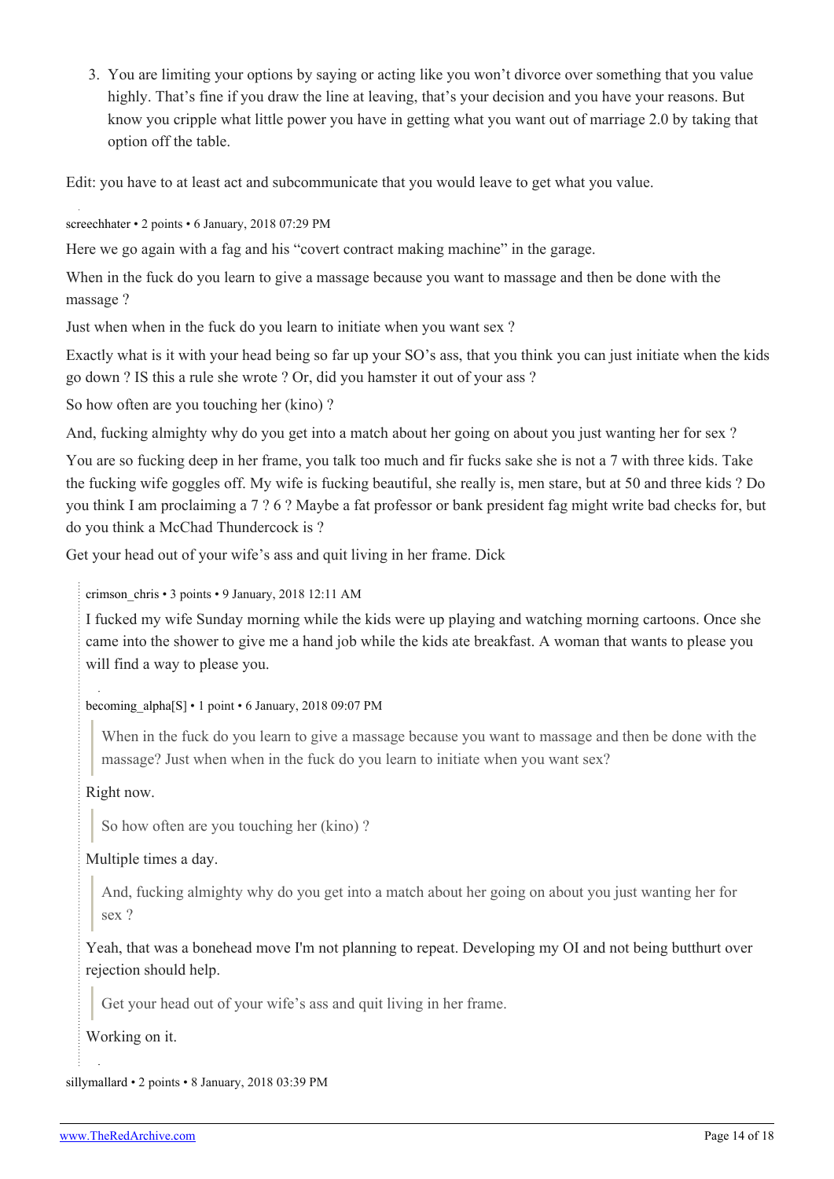3. You are limiting your options by saying or acting like you won't divorce over something that you value highly. That's fine if you draw the line at leaving, that's your decision and you have your reasons. But know you cripple what little power you have in getting what you want out of marriage 2.0 by taking that option off the table.

Edit: you have to at least act and subcommunicate that you would leave to get what you value.

screechhater • 2 points • 6 January, 2018 07:29 PM

Here we go again with a fag and his "covert contract making machine" in the garage.

When in the fuck do you learn to give a massage because you want to massage and then be done with the massage ?

Just when when in the fuck do you learn to initiate when you want sex ?

Exactly what is it with your head being so far up your SO's ass, that you think you can just initiate when the kids go down ? IS this a rule she wrote ? Or, did you hamster it out of your ass ?

So how often are you touching her (kino) ?

And, fucking almighty why do you get into a match about her going on about you just wanting her for sex ?

You are so fucking deep in her frame, you talk too much and fir fucks sake she is not a 7 with three kids. Take the fucking wife goggles off. My wife is fucking beautiful, she really is, men stare, but at 50 and three kids ? Do you think I am proclaiming a 7 ? 6 ? Maybe a fat professor or bank president fag might write bad checks for, but do you think a McChad Thundercock is ?

Get your head out of your wife's ass and quit living in her frame. Dick

> crimson_chris • 3 points • 9 January, 2018 12:11 AM
>
> I fucked my wife Sunday morning while the kids were up playing and watching morning cartoons. Once she came into the shower to give me a hand job while the kids ate breakfast. A woman that wants to please you will find a way to please you.

> becoming_alpha[S] • 1 point • 6 January, 2018 09:07 PM
>
> > When in the fuck do you learn to give a massage because you want to massage and then be done with the massage? Just when when in the fuck do you learn to initiate when you want sex?
>
> Right now.
>
> > So how often are you touching her (kino) ?
>
> Multiple times a day.
>
> > And, fucking almighty why do you get into a match about her going on about you just wanting her for sex ?
>
> Yeah, that was a bonehead move I'm not planning to repeat. Developing my OI and not being butthurt over rejection should help.
>
> > Get your head out of your wife's ass and quit living in her frame.
>
> Working on it.

sillymallard • 2 points • 8 January, 2018 03:39 PM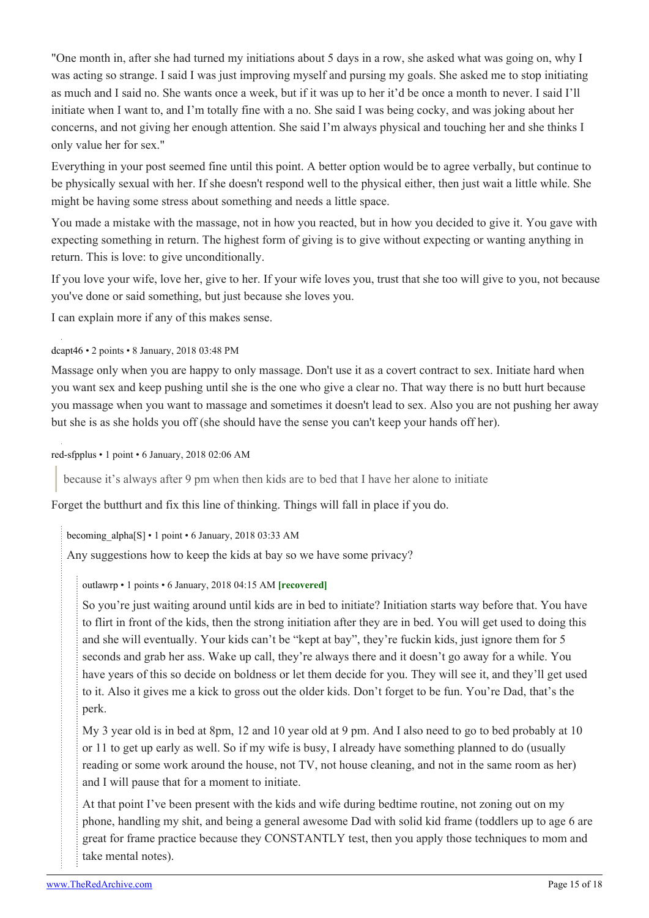"One month in, after she had turned my initiations about 5 days in a row, she asked what was going on, why I was acting so strange. I said I was just improving myself and pursing my goals. She asked me to stop initiating as much and I said no. She wants once a week, but if it was up to her it'd be once a month to never. I said I'll initiate when I want to, and I'm totally fine with a no. She said I was being cocky, and was joking about her concerns, and not giving her enough attention. She said I'm always physical and touching her and she thinks I only value her for sex."

Everything in your post seemed fine until this point. A better option would be to agree verbally, but continue to be physically sexual with her. If she doesn't respond well to the physical either, then just wait a little while. She might be having some stress about something and needs a little space.

You made a mistake with the massage, not in how you reacted, but in how you decided to give it. You gave with expecting something in return. The highest form of giving is to give without expecting or wanting anything in return. This is love: to give unconditionally.

If you love your wife, love her, give to her. If your wife loves you, trust that she too will give to you, not because you've done or said something, but just because she loves you.

I can explain more if any of this makes sense.

dcapt46 • 2 points • 8 January, 2018 03:48 PM

Massage only when you are happy to only massage. Don't use it as a covert contract to sex. Initiate hard when you want sex and keep pushing until she is the one who give a clear no. That way there is no butt hurt because you massage when you want to massage and sometimes it doesn't lead to sex. Also you are not pushing her away but she is as she holds you off (she should have the sense you can't keep your hands off her).

red-sfpplus • 1 point • 6 January, 2018 02:06 AM

> because it's always after 9 pm when then kids are to bed that I have her alone to initiate

Forget the butthurt and fix this line of thinking. Things will fall in place if you do.

> becoming_alpha[S] • 1 point • 6 January, 2018 03:33 AM
>
> Any suggestions how to keep the kids at bay so we have some privacy?
>
> > outlawrp • 1 points • 6 January, 2018 04:15 AM **[recovered]**
> >
> > So you're just waiting around until kids are in bed to initiate? Initiation starts way before that. You have to flirt in front of the kids, then the strong initiation after they are in bed. You will get used to doing this and she will eventually. Your kids can't be "kept at bay", they're fuckin kids, just ignore them for 5 seconds and grab her ass. Wake up call, they're always there and it doesn't go away for a while. You have years of this so decide on boldness or let them decide for you. They will see it, and they'll get used to it. Also it gives me a kick to gross out the older kids. Don't forget to be fun. You're Dad, that's the perk.
> >
> > My 3 year old is in bed at 8pm, 12 and 10 year old at 9 pm. And I also need to go to bed probably at 10 or 11 to get up early as well. So if my wife is busy, I already have something planned to do (usually reading or some work around the house, not TV, not house cleaning, and not in the same room as her) and I will pause that for a moment to initiate.
> >
> > At that point I've been present with the kids and wife during bedtime routine, not zoning out on my phone, handling my shit, and being a general awesome Dad with solid kid frame (toddlers up to age 6 are great for frame practice because they CONSTANTLY test, then you apply those techniques to mom and take mental notes).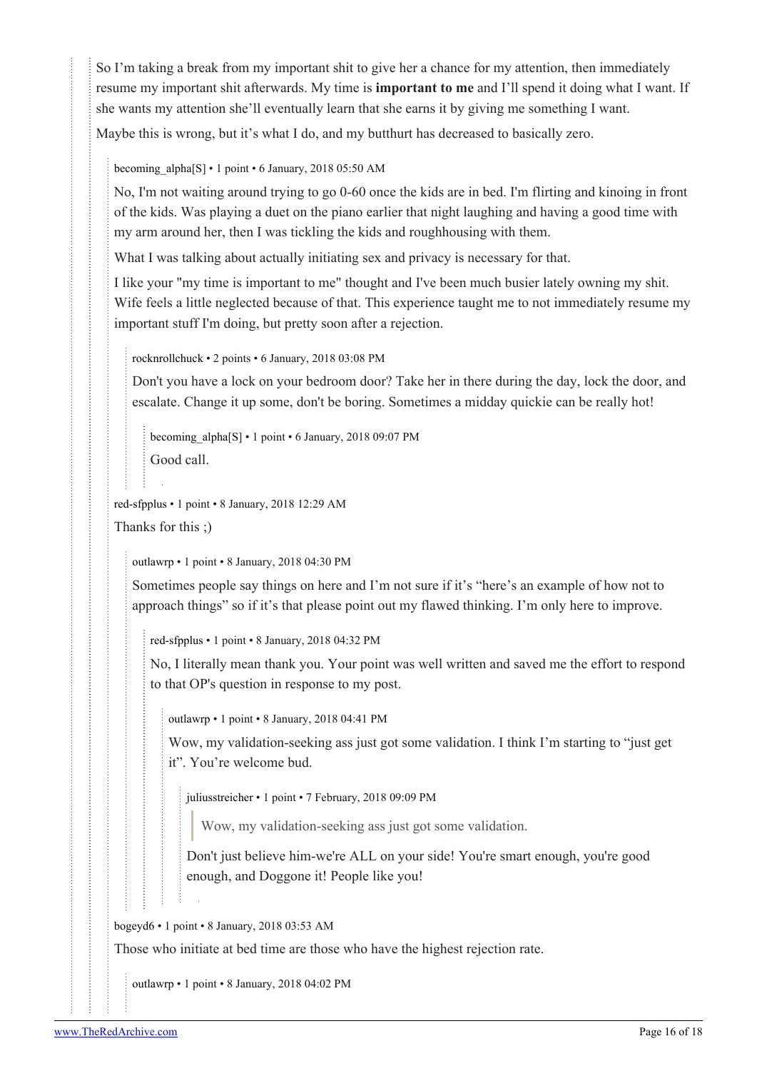So I'm taking a break from my important shit to give her a chance for my attention, then immediately resume my important shit afterwards. My time is **important to me** and I'll spend it doing what I want. If she wants my attention she'll eventually learn that she earns it by giving me something I want.

Maybe this is wrong, but it's what I do, and my butthurt has decreased to basically zero.

becoming_alpha[S] • 1 point • 6 January, 2018 05:50 AM

No, I'm not waiting around trying to go 0-60 once the kids are in bed. I'm flirting and kinoing in front of the kids. Was playing a duet on the piano earlier that night laughing and having a good time with my arm around her, then I was tickling the kids and roughhousing with them.

What I was talking about actually initiating sex and privacy is necessary for that.

I like your "my time is important to me" thought and I've been much busier lately owning my shit. Wife feels a little neglected because of that. This experience taught me to not immediately resume my important stuff I'm doing, but pretty soon after a rejection.

rocknrollchuck • 2 points • 6 January, 2018 03:08 PM

Don't you have a lock on your bedroom door? Take her in there during the day, lock the door, and escalate. Change it up some, don't be boring. Sometimes a midday quickie can be really hot!

becoming_alpha[S] • 1 point • 6 January, 2018 09:07 PM

Good call.

red-sfpplus • 1 point • 8 January, 2018 12:29 AM

Thanks for this ;)

outlawrp • 1 point • 8 January, 2018 04:30 PM

Sometimes people say things on here and I'm not sure if it's "here's an example of how not to approach things" so if it's that please point out my flawed thinking. I'm only here to improve.

red-sfpplus • 1 point • 8 January, 2018 04:32 PM

No, I literally mean thank you. Your point was well written and saved me the effort to respond to that OP's question in response to my post.

outlawrp • 1 point • 8 January, 2018 04:41 PM

Wow, my validation-seeking ass just got some validation. I think I'm starting to "just get it". You're welcome bud.

juliusstreicher • 1 point • 7 February, 2018 09:09 PM

> Wow, my validation-seeking ass just got some validation.

Don't just believe him-we're ALL on your side! You're smart enough, you're good enough, and Doggone it! People like you!

bogeyd6 • 1 point • 8 January, 2018 03:53 AM

Those who initiate at bed time are those who have the highest rejection rate.

outlawrp • 1 point • 8 January, 2018 04:02 PM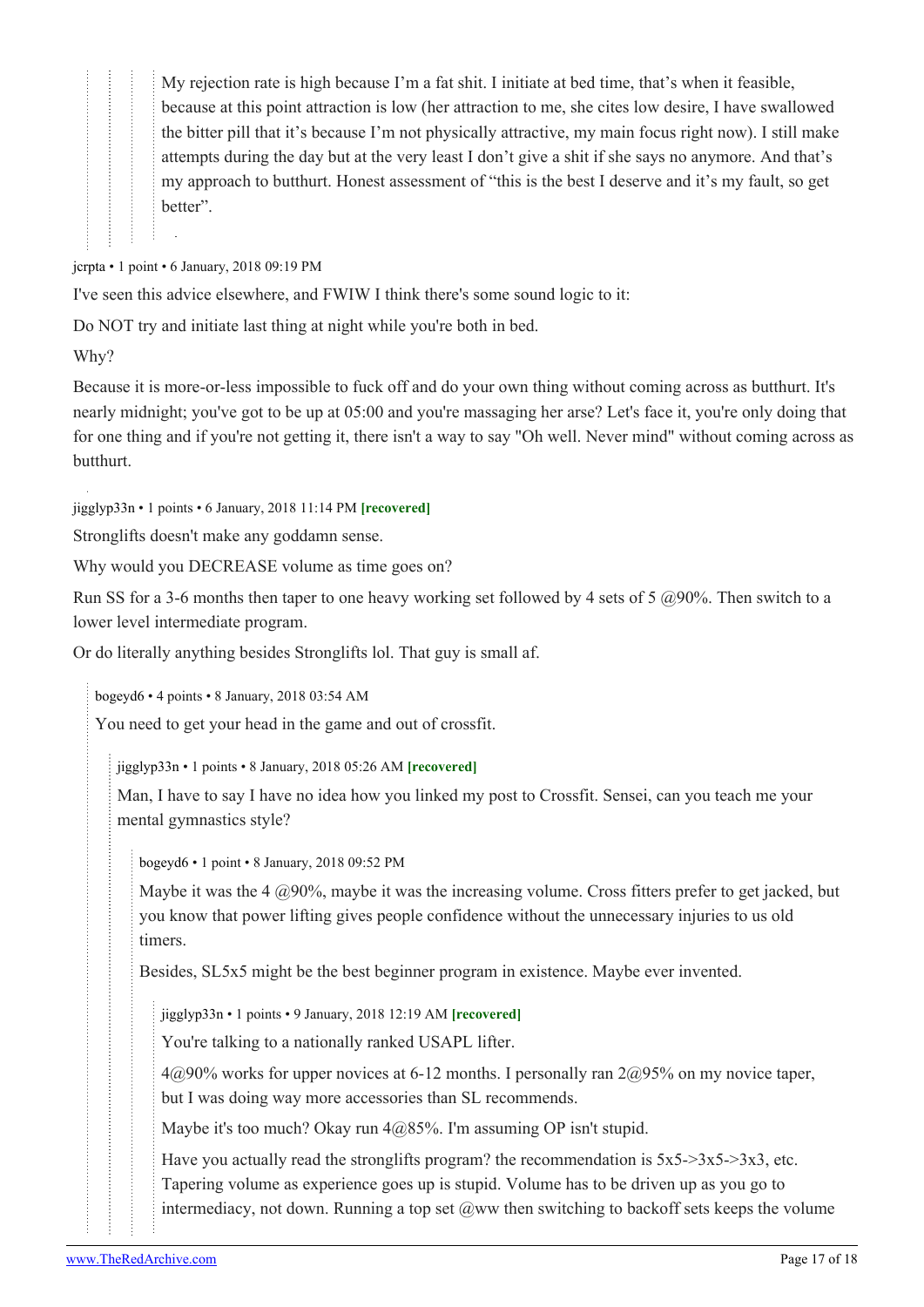> My rejection rate is high because I'm a fat shit. I initiate at bed time, that's when it feasible, because at this point attraction is low (her attraction to me, she cites low desire, I have swallowed the bitter pill that it's because I'm not physically attractive, my main focus right now). I still make attempts during the day but at the very least I don't give a shit if she says no anymore. And that's my approach to butthurt. Honest assessment of "this is the best I deserve and it's my fault, so get better".

jcrpta • 1 point • 6 January, 2018 09:19 PM

I've seen this advice elsewhere, and FWIW I think there's some sound logic to it:

Do NOT try and initiate last thing at night while you're both in bed.

Why?

Because it is more-or-less impossible to fuck off and do your own thing without coming across as butthurt. It's nearly midnight; you've got to be up at 05:00 and you're massaging her arse? Let's face it, you're only doing that for one thing and if you're not getting it, there isn't a way to say "Oh well. Never mind" without coming across as butthurt.

jigglyp33n • 1 points • 6 January, 2018 11:14 PM **[recovered]**

Stronglifts doesn't make any goddamn sense.

Why would you DECREASE volume as time goes on?

Run SS for a 3-6 months then taper to one heavy working set followed by 4 sets of 5 @90%. Then switch to a lower level intermediate program.

Or do literally anything besides Stronglifts lol. That guy is small af.

> bogeyd6 • 4 points • 8 January, 2018 03:54 AM
>
> You need to get your head in the game and out of crossfit.
>
> > jigglyp33n • 1 points • 8 January, 2018 05:26 AM **[recovered]**
> >
> > Man, I have to say I have no idea how you linked my post to Crossfit. Sensei, can you teach me your mental gymnastics style?
> >
> > > bogeyd6 • 1 point • 8 January, 2018 09:52 PM
> > >
> > > Maybe it was the 4 @90%, maybe it was the increasing volume. Cross fitters prefer to get jacked, but you know that power lifting gives people confidence without the unnecessary injuries to us old timers.
> > >
> > > Besides, SL5x5 might be the best beginner program in existence. Maybe ever invented.
> > >
> > > > jigglyp33n • 1 points • 9 January, 2018 12:19 AM **[recovered]**
> > > >
> > > > You're talking to a nationally ranked USAPL lifter.
> > > >
> > > > 4@90% works for upper novices at 6-12 months. I personally ran 2@95% on my novice taper, but I was doing way more accessories than SL recommends.
> > > >
> > > > Maybe it's too much? Okay run 4@85%. I'm assuming OP isn't stupid.
> > > >
> > > > Have you actually read the stronglifts program? the recommendation is 5x5->3x5->3x3, etc. Tapering volume as experience goes up is stupid. Volume has to be driven up as you go to intermediacy, not down. Running a top set @ww then switching to backoff sets keeps the volume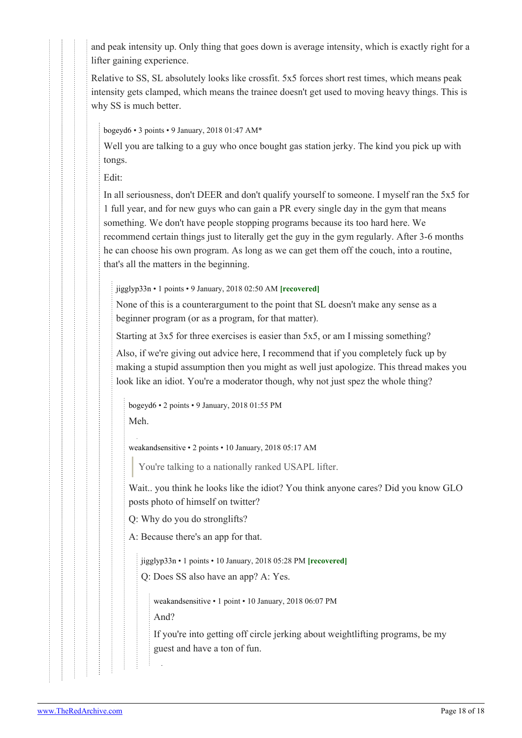and peak intensity up. Only thing that goes down is average intensity, which is exactly right for a lifter gaining experience.

Relative to SS, SL absolutely looks like crossfit. 5x5 forces short rest times, which means peak intensity gets clamped, which means the trainee doesn't get used to moving heavy things. This is why SS is much better.

bogeyd6 • 3 points • 9 January, 2018 01:47 AM*

Well you are talking to a guy who once bought gas station jerky. The kind you pick up with tongs.

Edit:

In all seriousness, don't DEER and don't qualify yourself to someone. I myself ran the 5x5 for 1 full year, and for new guys who can gain a PR every single day in the gym that means something. We don't have people stopping programs because its too hard here. We recommend certain things just to literally get the guy in the gym regularly. After 3-6 months he can choose his own program. As long as we can get them off the couch, into a routine, that's all the matters in the beginning.

jigglyp33n • 1 points • 9 January, 2018 02:50 AM **[recovered]**

None of this is a counterargument to the point that SL doesn't make any sense as a beginner program (or as a program, for that matter).

Starting at 3x5 for three exercises is easier than 5x5, or am I missing something?

Also, if we're giving out advice here, I recommend that if you completely fuck up by making a stupid assumption then you might as well just apologize. This thread makes you look like an idiot. You're a moderator though, why not just spez the whole thing?

bogeyd6 • 2 points • 9 January, 2018 01:55 PM

Meh.

weakandsensitive • 2 points • 10 January, 2018 05:17 AM

> You're talking to a nationally ranked USAPL lifter.

Wait.. you think he looks like the idiot? You think anyone cares? Did you know GLO posts photo of himself on twitter?

Q: Why do you do stronglifts?

A: Because there's an app for that.

jigglyp33n • 1 points • 10 January, 2018 05:28 PM **[recovered]**

Q: Does SS also have an app? A: Yes.

weakandsensitive • 1 point • 10 January, 2018 06:07 PM

And?

If you're into getting off circle jerking about weightlifting programs, be my guest and have a ton of fun.